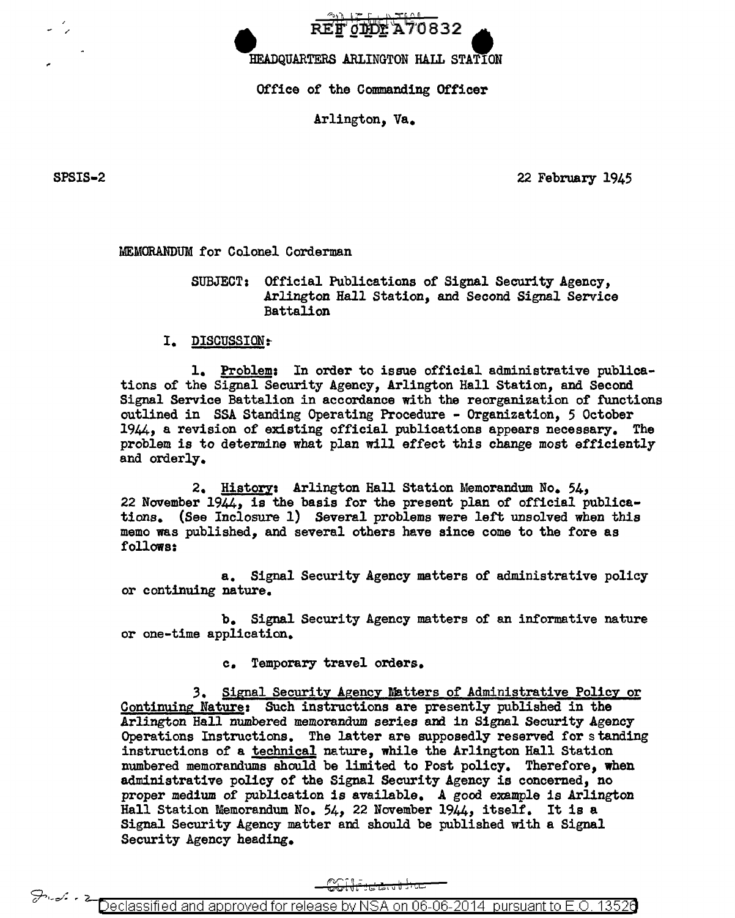REF ID:A70832

HEADQUARTERS ARLINGTON HALL STATION

Office of the Commanding Officer

Arlington, Va.

SPSIS-2

22 February 1945

MEMORANDUM for Colonel Corderman

SUBJECT: Official Publications of Signal Security Agency, Arlington Hall Station, and Second Signal Service Battalion

I. DISCUSSION:

1. Problem: In order to issue official administrative publications of the Signal Security Agency, Arlington Hall Station, and Second Signal Service Battalion in accordance with the reorganization of functions outlined in SSA Standing Operating Procedure - Organization, 5 October 1944, a revision of existing official publications appears necessary. The problem is to determine what plan will effect this change most efficiently and orderly.

2. History: Arlington Hall Station Memorandum No. 54, 22 November 1944, is the basis for the present plan of official publications. (See Inclosure 1) Several problems were left unsolved when this memo was published, and several others have since come to the fore as follows:

a. Signal Security Agency matters of administrative policy or continuing nature.

b. Signal Security Agency matters of an informative nature or one-time application.

c. Temporary travel orders.

3. Signal Security Agency Matters of Administrative Policy or Continuing Nature: Such instructions are presently published in the Arlington Hall numbered memorandum series and in Signal Security Agency Operations Instructions. The latter are supposedly reserved for standing instructions of a technical nature, while the Arlington Hall Station numbered memorandums should be limited to Post policy. Therefore, when administrative policy of the Signal Security Agency is concerned, no proper medium of publication is available. A good example is Arlington Hall Station Memorandum No. 54, 22 November 1944, itself. It is a Signal Security Agency matter and should be published with a Signal Security Agency heading.

CONFIDENTIAL

Declassified and approved for release by NSA on 06-06-2014 pursuant to E.O. 13526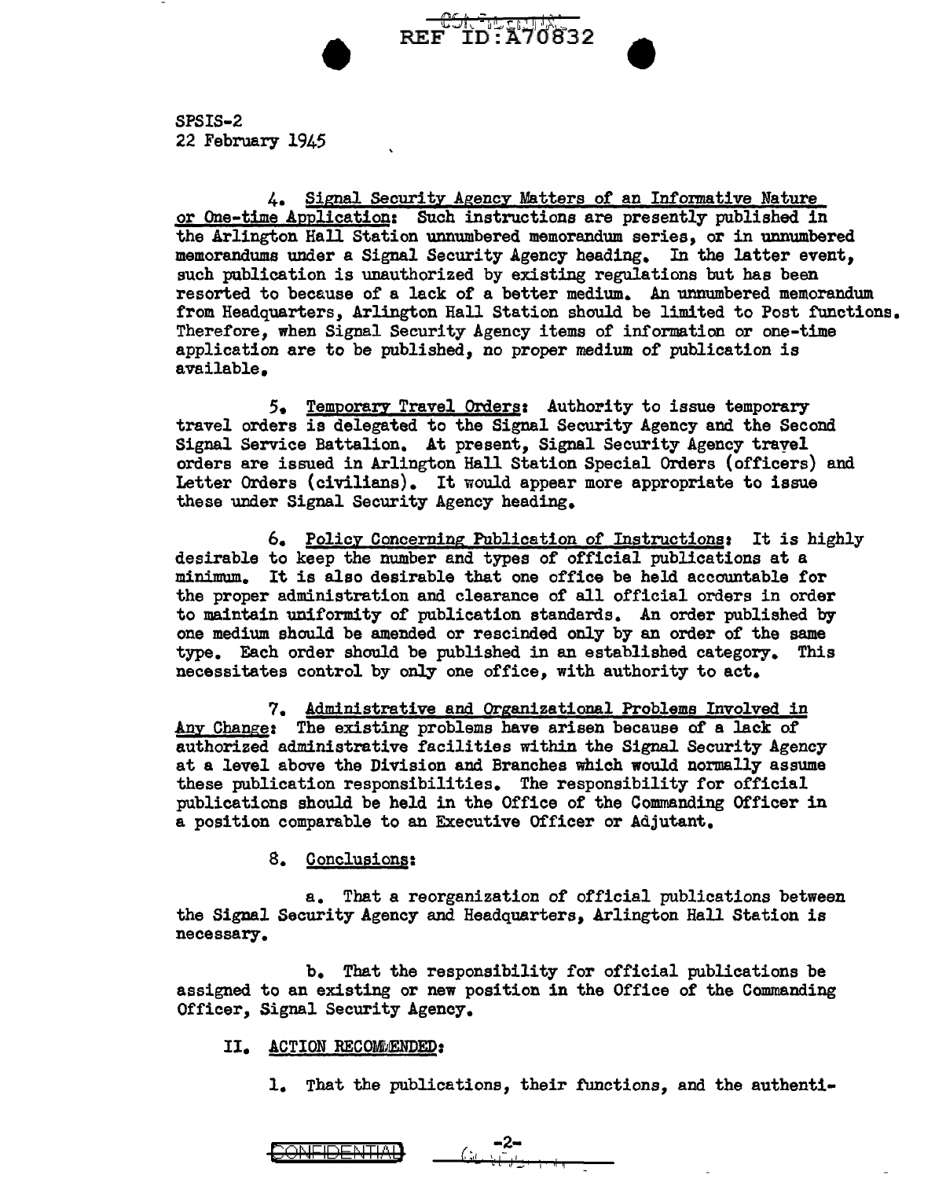SPSIS-2
22 February 1945

4. Signal Security Agency Matters of an Informative Nature or One-time Application: Such instructions are presently published in the Arlington Hall Station unnumbered memorandum series, or in unnumbered memorandums under a Signal Security Agency heading. In the latter event, such publication is unauthorized by existing regulations but has been resorted to because of a lack of a better medium. An unnumbered memorandum from Headquarters, Arlington Hall Station should be limited to Post functions. Therefore, when Signal Security Agency items of information or one-time application are to be published, no proper medium of publication is available.

5. Temporary Travel Orders: Authority to issue temporary travel orders is delegated to the Signal Security Agency and the Second Signal Service Battalion. At present, Signal Security Agency travel orders are issued in Arlington Hall Station Special Orders (officers) and Letter Orders (civilians). It would appear more appropriate to issue these under Signal Security Agency heading.

6. Policy Concerning Publication of Instructions: It is highly desirable to keep the number and types of official publications at a minimum. It is also desirable that one office be held accountable for the proper administration and clearance of all official orders in order to maintain uniformity of publication standards. An order published by one medium should be amended or rescinded only by an order of the same type. Each order should be published in an established category. This necessitates control by only one office, with authority to act.

7. Administrative and Organizational Problems Involved in Any Change: The existing problems have arisen because of a lack of authorized administrative facilities within the Signal Security Agency at a level above the Division and Branches which would normally assume these publication responsibilities. The responsibility for official publications should be held in the Office of the Commanding Officer in a position comparable to an Executive Officer or Adjutant.

8. Conclusions:

a. That a reorganization of official publications between the Signal Security Agency and Headquarters, Arlington Hall Station is necessary.

b. That the responsibility for official publications be assigned to an existing or new position in the Office of the Commanding Officer, Signal Security Agency.

II. ACTION RECOMMENDED:

1. That the publications, their functions, and the authenti-

CONFIDENTIAL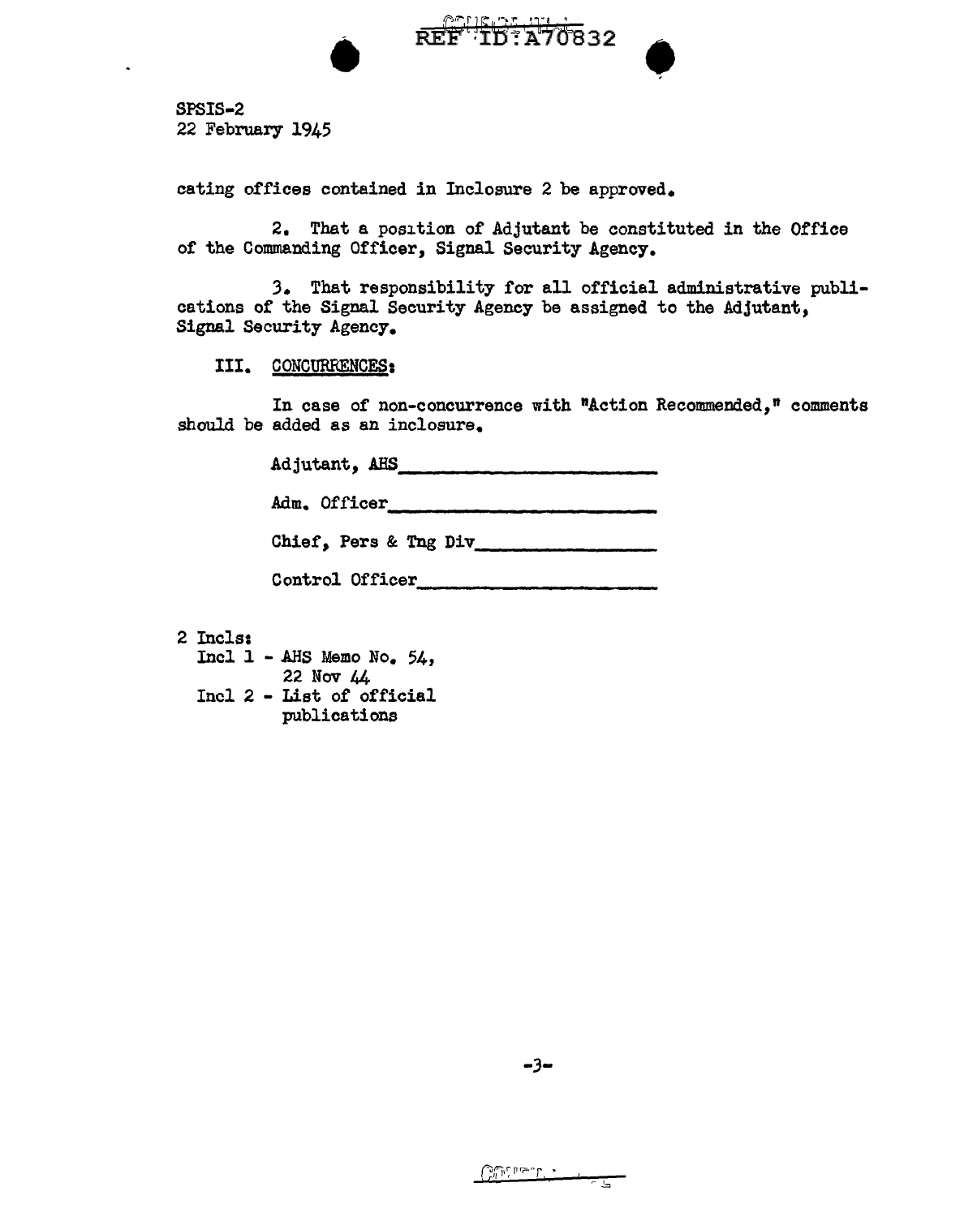SPSIS-2
22 February 1945

cating offices contained in Inclosure 2 be approved.

2. That a position of Adjutant be constituted in the Office of the Commanding Officer, Signal Security Agency.

3. That responsibility for all official administrative publications of the Signal Security Agency be assigned to the Adjutant, Signal Security Agency.

III. CONCURRENCES:

In case of non-concurrence with "Action Recommended," comments should be added as an inclosure.

Adjutant, AHS ________________________

Adm. Officer ________________________

Chief, Pers & Tng Div ________________

Control Officer ______________________

2 Incls:
- Incl 1 - AHS Memo No. 54, 22 Nov 44
- Incl 2 - List of official publications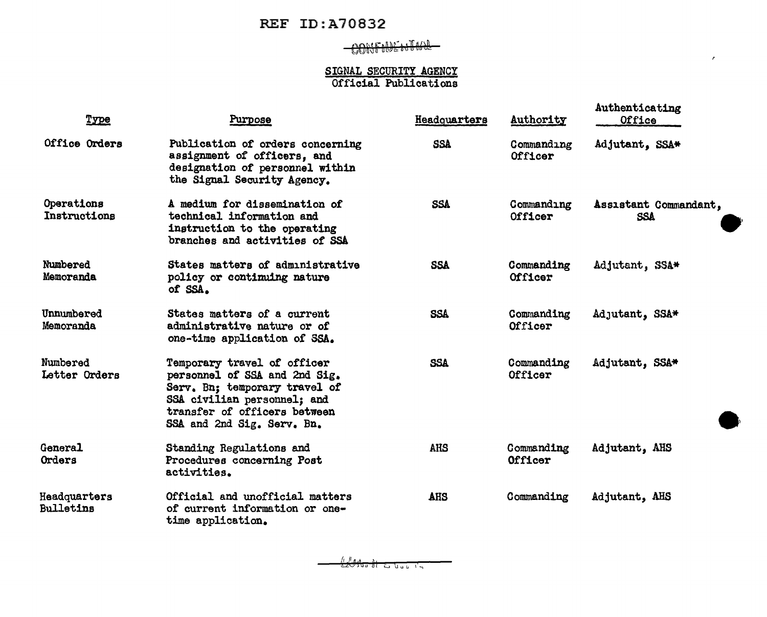REF ID:A70832

CONFIDENTIAL

## SIGNAL SECURITY AGENCY
Official Publications

| Type | Purpose | Headquarters | Authority | Authenticating Office |
|---|---|---|---|---|
| Office Orders | Publication of orders concerning assignment of officers, and designation of personnel within the Signal Security Agency. | SSA | Commanding Officer | Adjutant, SSA* |
| Operations Instructions | A medium for dissemination of technical information and instruction to the operating branches and activities of SSA | SSA | Commanding Officer | Assistant Commandant, SSA |
| Numbered Memoranda | States matters of administrative policy or continuing nature of SSA. | SSA | Commanding Officer | Adjutant, SSA* |
| Unnumbered Memoranda | States matters of a current administrative nature or of one-time application of SSA. | SSA | Commanding Officer | Adjutant, SSA* |
| Numbered Letter Orders | Temporary travel of officer personnel of SSA and 2nd Sig. Serv. Bn; temporary travel of SSA civilian personnel; and transfer of officers between SSA and 2nd Sig. Serv. Bn. | SSA | Commanding Officer | Adjutant, SSA* |
| General Orders | Standing Regulations and Procedures concerning Post activities. | AHS | Commanding Officer | Adjutant, AHS |
| Headquarters Bulletins | Official and unofficial matters of current information or one-time application. | AHS | Commanding | Adjutant, AHS |

CONFIDENTIAL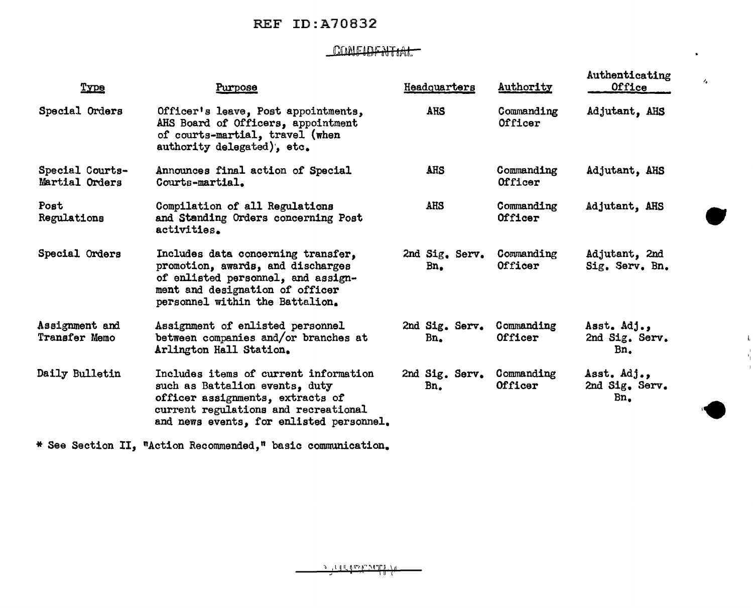REF ID:A70832

CONFIDENTIAL

| Type | Purpose | Headquarters | Authority | Authenticating Office |
|---|---|---|---|---|
| Special Orders | Officer's leave, Post appointments, AHS Board of Officers, appointment of courts-martial, travel (when authority delegated), etc. | AHS | Commanding Officer | Adjutant, AHS |
| Special Courts-Martial Orders | Announces final action of Special Courts-martial. | AHS | Commanding Officer | Adjutant, AHS |
| Post Regulations | Compilation of all Regulations and Standing Orders concerning Post activities. | AHS | Commanding Officer | Adjutant, AHS |
| Special Orders | Includes data concerning transfer, promotion, awards, and discharges of enlisted personnel, and assignment and designation of officer personnel within the Battalion. | 2nd Sig. Serv. Bn. | Commanding Officer | Adjutant, 2nd Sig. Serv. Bn. |
| Assignment and Transfer Memo | Assignment of enlisted personnel between companies and/or branches at Arlington Hall Station. | 2nd Sig. Serv. Bn. | Commanding Officer | Asst. Adj., 2nd Sig. Serv. Bn. |
| Daily Bulletin | Includes items of current information such as Battalion events, duty officer assignments, extracts of current regulations and recreational and news events, for enlisted personnel. | 2nd Sig. Serv. Bn. | Commanding Officer | Asst. Adj., 2nd Sig. Serv. Bn. |

* See Section II, "Action Recommended," basic communication.

CONFIDENTIAL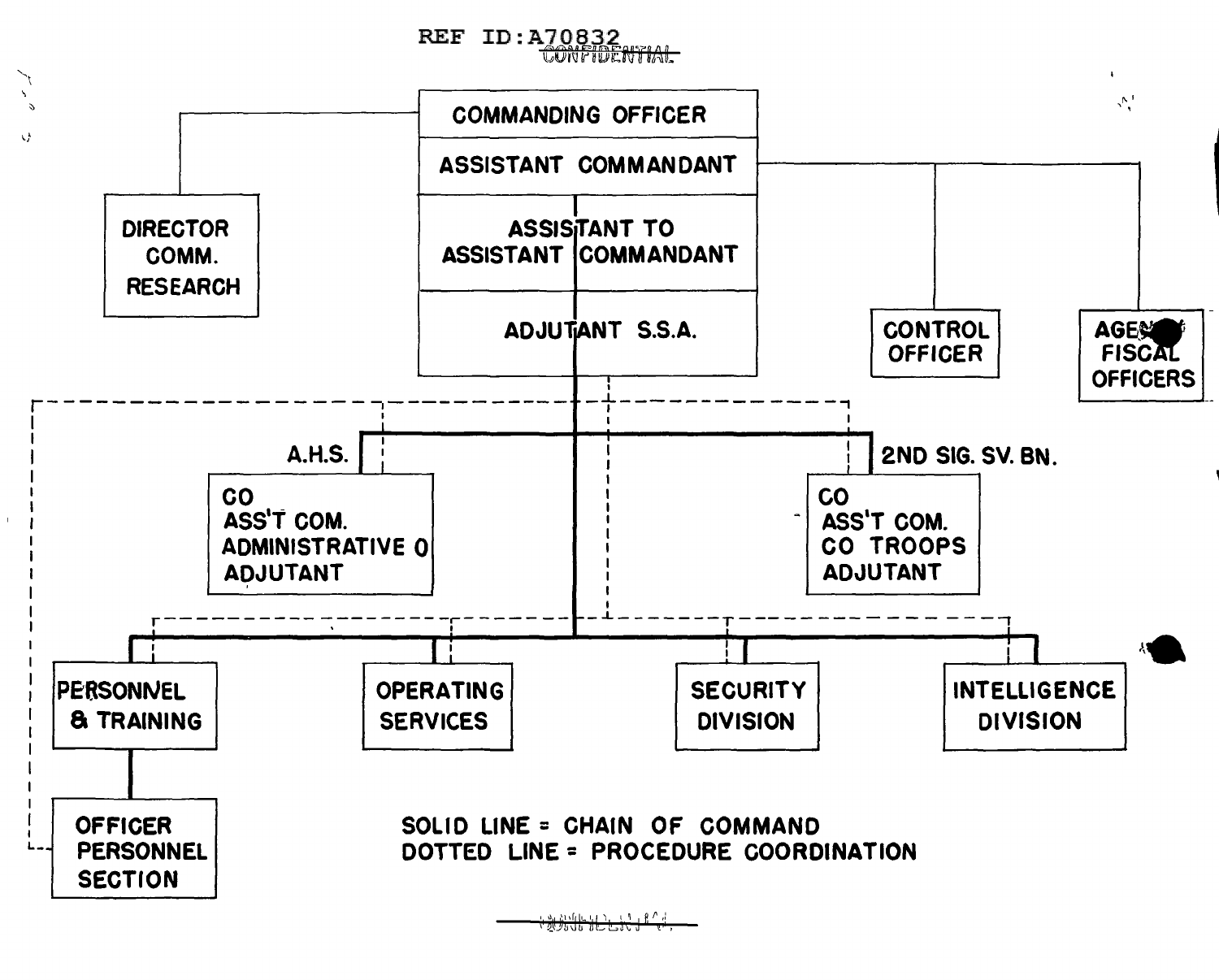REF ID:A70832

CONFIDENTIAL

COMMANDING OFFICER

ASSISTANT COMMANDANT

ASSISTANT TO ASSISTANT COMMANDANT

ADJUTANT S.S.A.

DIRECTOR COMM. RESEARCH

CONTROL OFFICER

AGENT FISCAL OFFICERS

A.H.S.

CO
ASS'T COM.
ADMINISTRATIVE O
ADJUTANT

2ND SIG. SV. BN.

CO
ASS'T COM.
CO TROOPS
ADJUTANT

PERSONNEL & TRAINING

OPERATING SERVICES

SECURITY DIVISION

INTELLIGENCE DIVISION

OFFICER PERSONNEL SECTION

SOLID LINE = CHAIN OF COMMAND
DOTTED LINE = PROCEDURE COORDINATION

CONFIDENTIAL